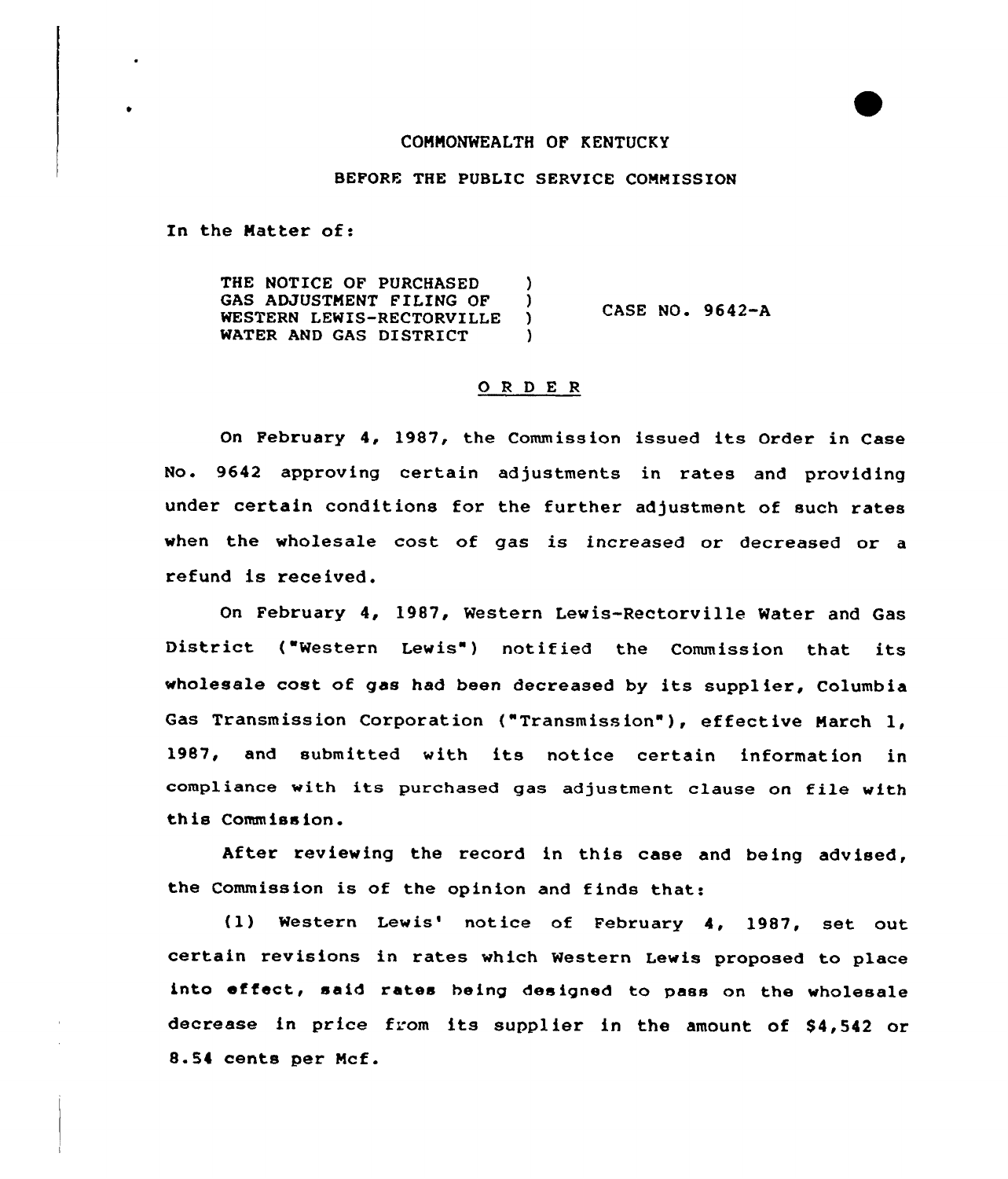COMMONWEALTH OF KENTUCKY

BEFORE THE PUBLIC SERVICE COMMISSION

In the Matter of:

| | | |
|---|---|---|
| THE NOTICE OF PURCHASED GAS ADJUSTMENT FILING OF WESTERN LEWIS-RECTORVILLE WATER AND GAS DISTRICT | ) | CASE NO. 9642-A |

## O R D E R

On February 4, 1987, the Commission issued its Order in Case No. 9642 approving certain adjustments in rates and providing under certain conditions for the further adjustment of such rates when the wholesale cost of gas is increased or decreased or a refund is received.

On February 4, 1987, Western Lewis-Rectorville Water and Gas District ("Western Lewis") notified the Commission that its wholesale cost of gas had been decreased by its supplier, Columbia Gas Transmission Corporation ("Transmission"), effective March 1, 1987, and submitted with its notice certain information in compliance with its purchased gas adjustment clause on file with this Commission.

After reviewing the record in this case and being advised, the Commission is of the opinion and finds that:

(1) Western Lewis' notice of February 4, 1987, set out certain revisions in rates which Western Lewis proposed to place into effect, said rates being designed to pass on the wholesale decrease in price from its supplier in the amount of $4,542 or 8.54 cents per Mcf.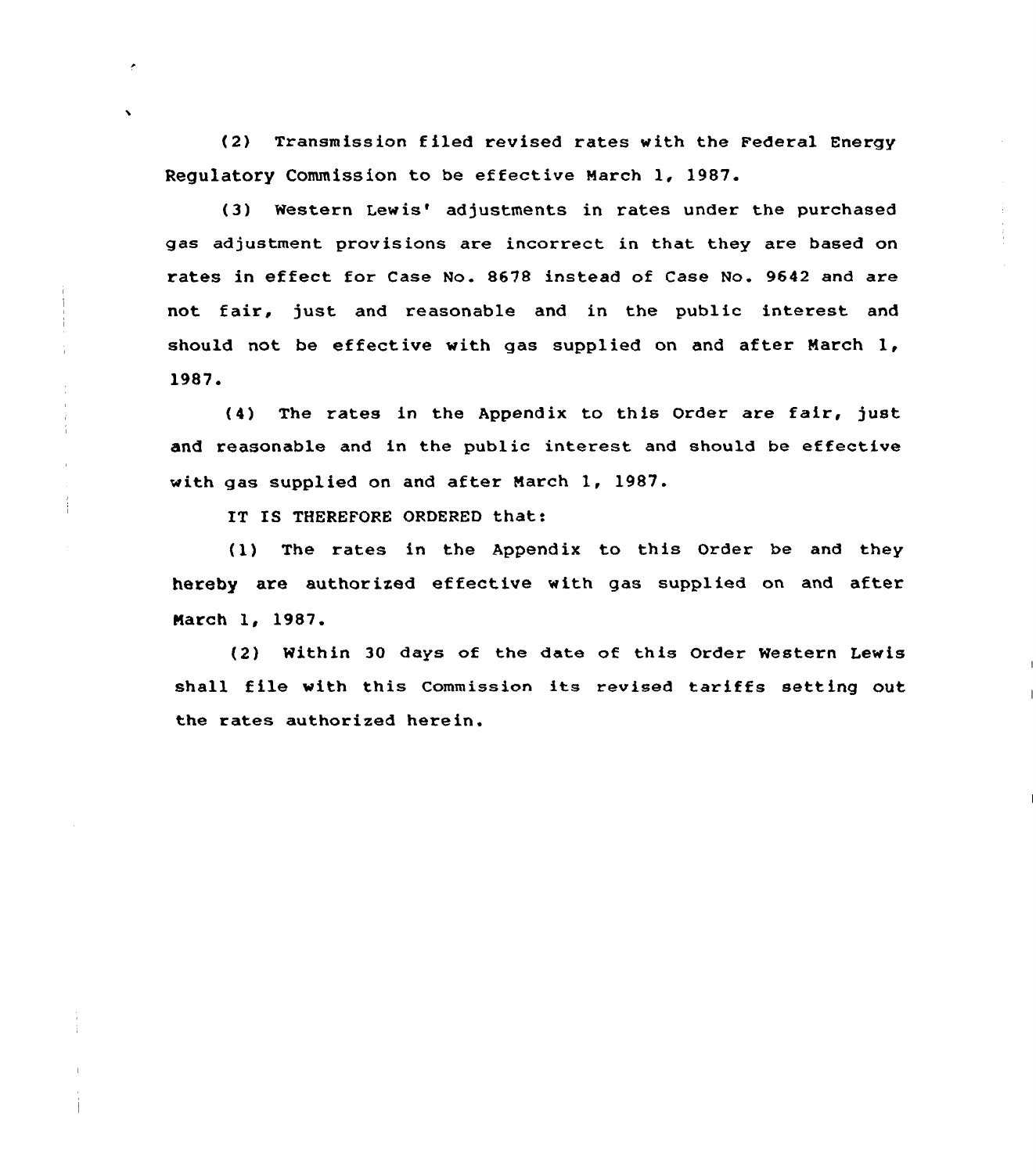(2) Transmission filed revised rates with the Federal Energy Regulatory Commission to be effective March 1, 1987.

(3) Western Lewis' adjustments in rates under the purchased gas adjustment provisions are incorrect in that they are based on rates in effect for Case No. 8678 instead of Case No. 9642 and are not fair, just and reasonable and in the public interest and should not be effective with gas supplied on and after March 1, 1987.

(4) The rates in the Appendix to this Order are fair, just and reasonable and in the public interest and should be effective with gas supplied on and after March 1, 1987.

IT IS THEREFORE ORDERED that:

(1) The rates in the Appendix to this Order be and they hereby are authorized effective with gas supplied on and after March 1, 1987.

(2) Within 30 days of the date of this Order Western Lewis shall file with this Commission its revised tariffs setting out the rates authorized herein.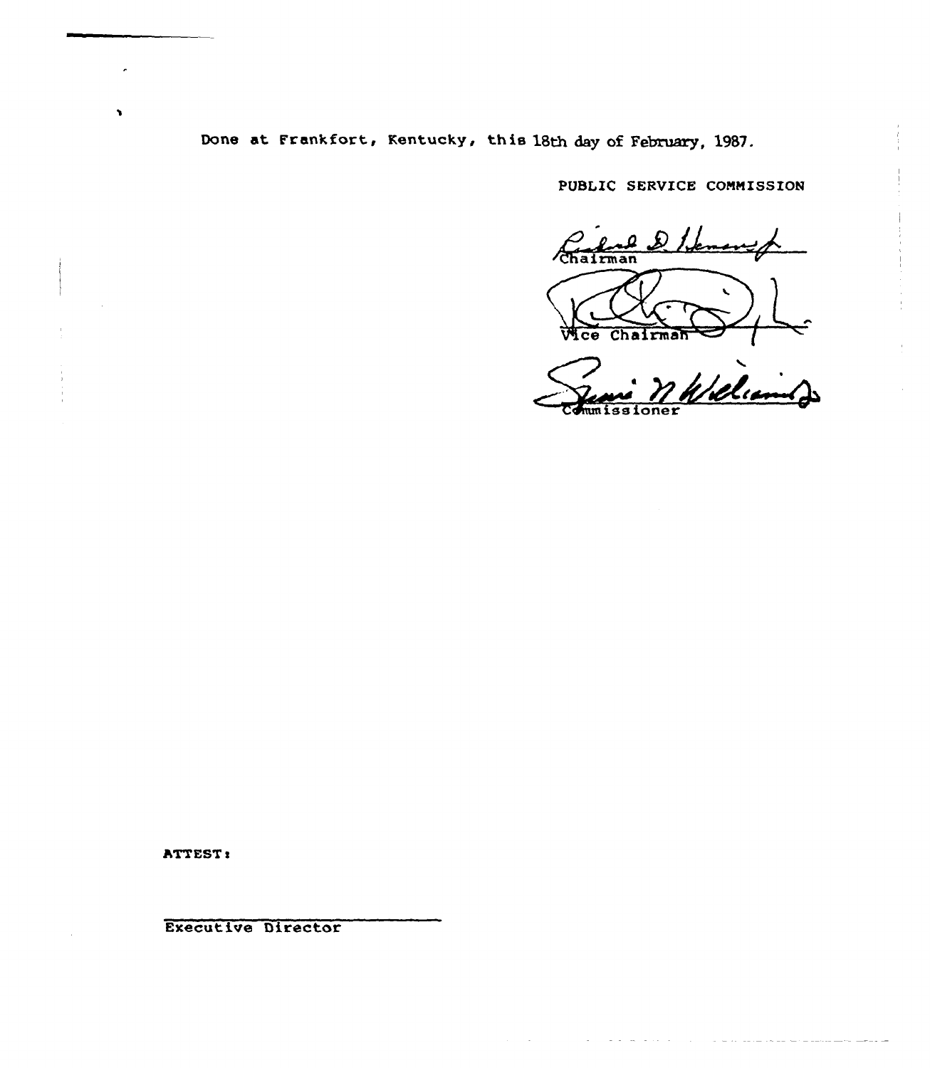Done at Frankfort, Kentucky, this 18th day of February, 1987.

PUBLIC SERVICE COMMISSION

Chairman

Vice Chairman

Commissioner

ATTEST:

Executive Director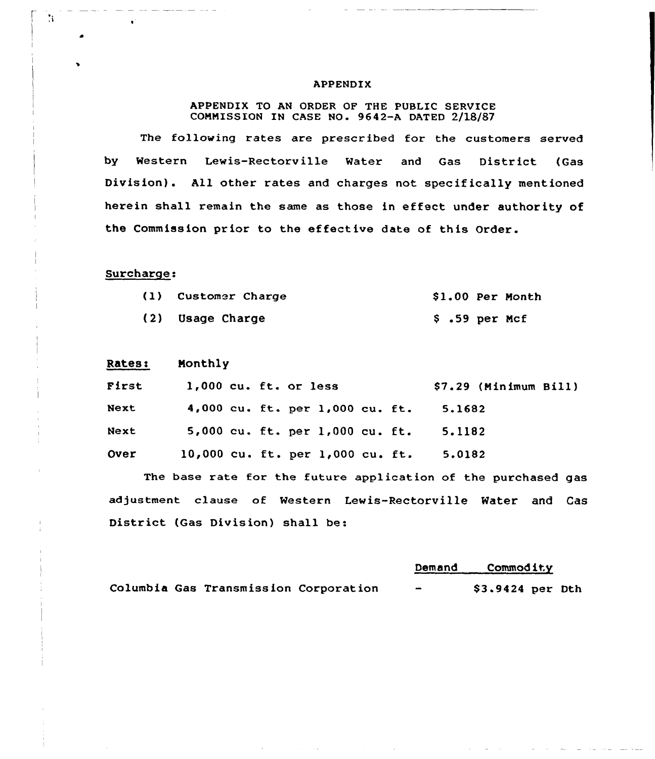# APPENDIX

APPENDIX TO AN ORDER OF THE PUBLIC SERVICE COMMISSION IN CASE NO. 9642-A DATED 2/18/87

The following rates are prescribed for the customers served by Western Lewis-Rectorville Water and Gas District (Gas Division). All other rates and charges not specifically mentioned herein shall remain the same as those in effect under authority of the Commission prior to the effective date of this Order.

Surcharge:

| | | |
|---|---|---|
| (1) | Customer Charge | $1.00 Per Month |
| (2) | Usage Charge | $ .59 per Mcf |

| Rates: | Monthly | |
|---|---|---|
| First | 1,000 cu. ft. or less | $7.29 (Minimum Bill) |
| Next | 4,000 cu. ft. per 1,000 cu. ft. | 5.1682 |
| Next | 5,000 cu. ft. per 1,000 cu. ft. | 5.1182 |
| Over | 10,000 cu. ft. per 1,000 cu. ft. | 5.0182 |

The base rate for the future application of the purchased gas adjustment clause of Western Lewis-Rectorville Water and Cas District (Gas Division) shall be:

| | Demand | Commodity |
|---|---|---|
| Columbia Gas Transmission Corporation | - | $3.9424 per Dth |